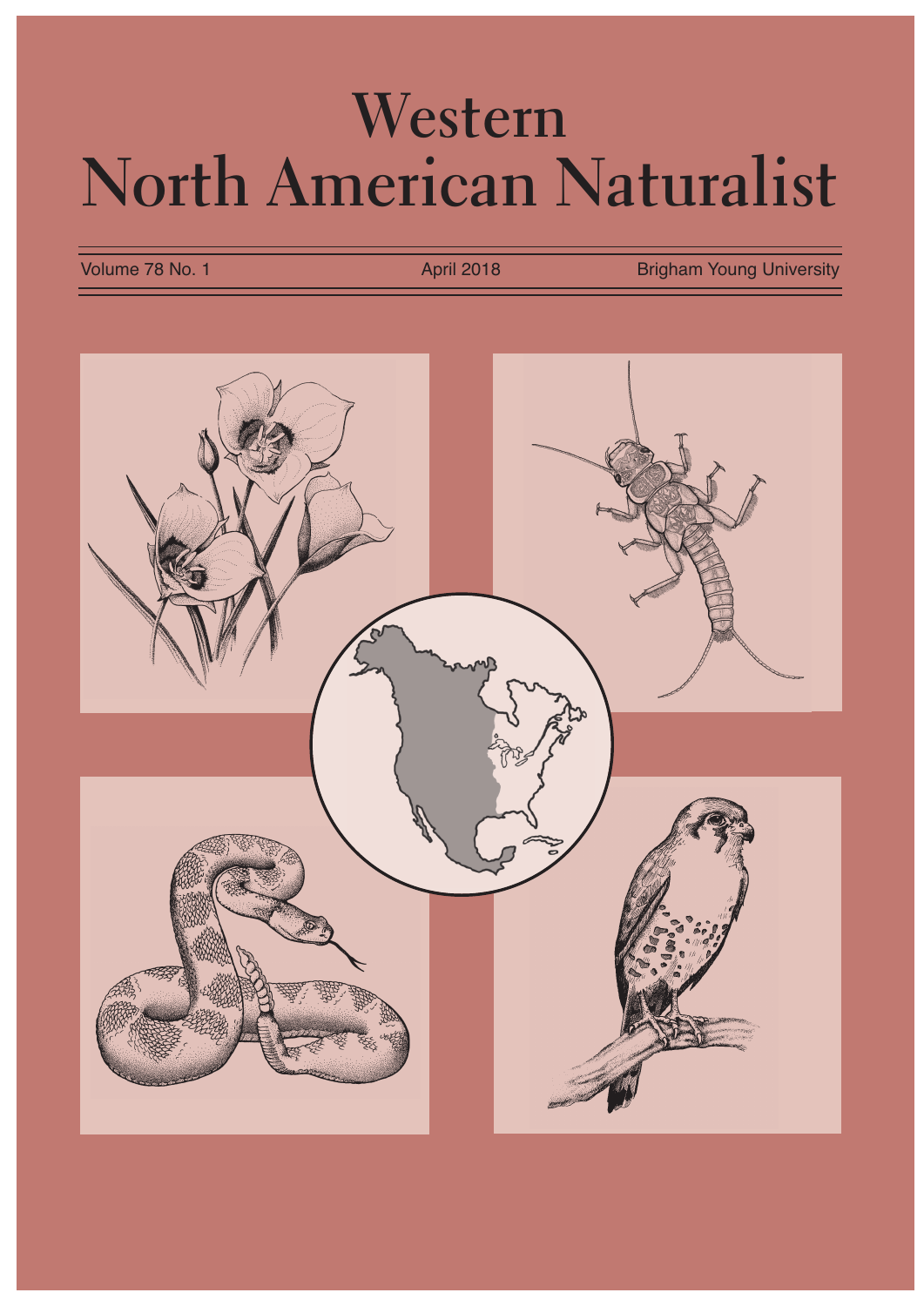# Western North American Naturalist

Volume 78 No. 1 | April 2018 | Brigham Young University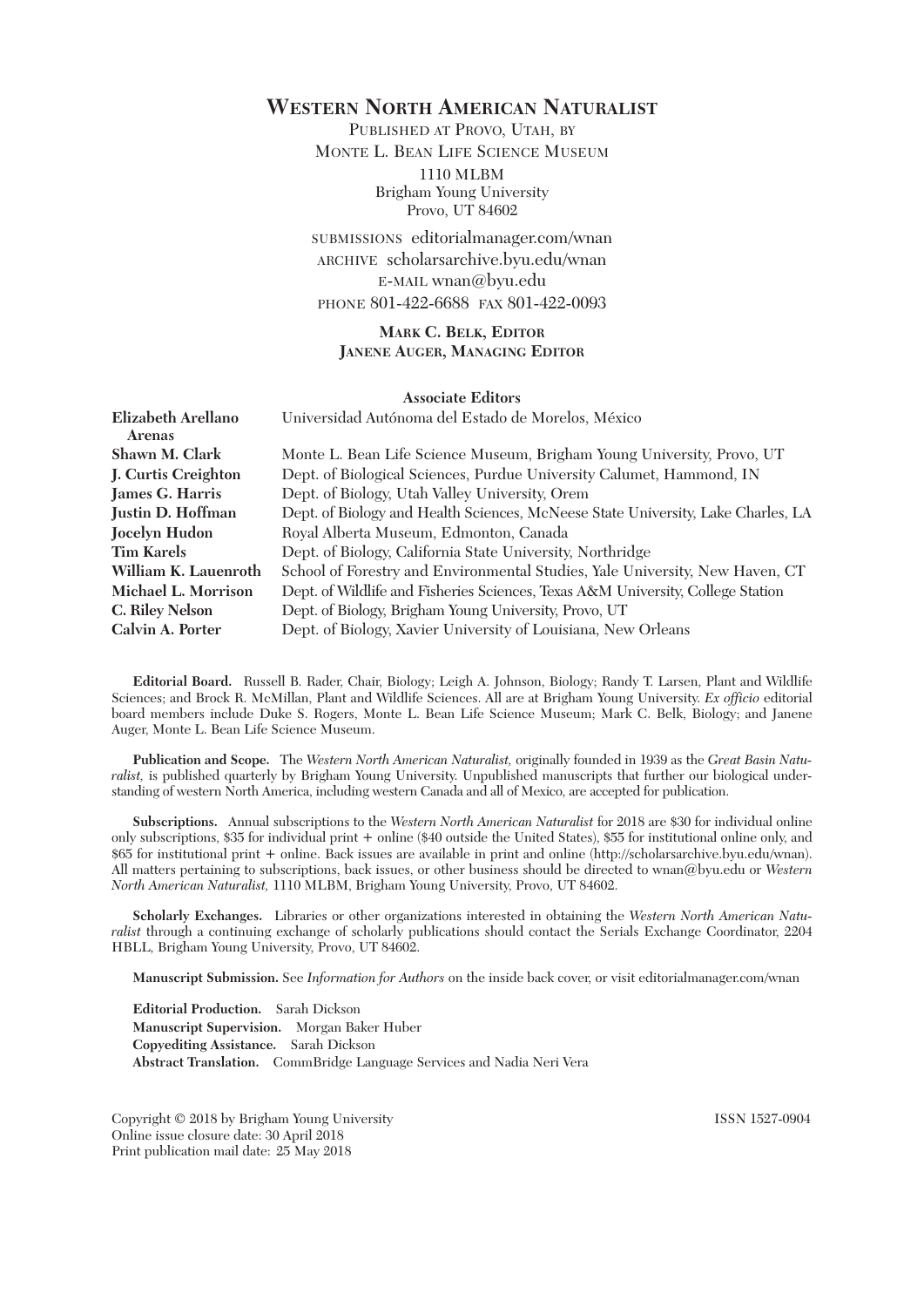# Western North American Naturalist

Published at Provo, Utah, by
Monte L. Bean Life Science Museum
1110 MLBM
Brigham Young University
Provo, UT 84602

submissions editorialmanager.com/wnan
archive scholarsarchive.byu.edu/wnan
e-mail wnan@byu.edu
phone 801-422-6688 fax 801-422-0093

**Mark C. Belk, Editor**
**Janene Auger, Managing Editor**

### Associate Editors

| | |
|---|---|
| **Elizabeth Arellano Arenas** | Universidad Autónoma del Estado de Morelos, México |
| **Shawn M. Clark** | Monte L. Bean Life Science Museum, Brigham Young University, Provo, UT |
| **J. Curtis Creighton** | Dept. of Biological Sciences, Purdue University Calumet, Hammond, IN |
| **James G. Harris** | Dept. of Biology, Utah Valley University, Orem |
| **Justin D. Hoffman** | Dept. of Biology and Health Sciences, McNeese State University, Lake Charles, LA |
| **Jocelyn Hudon** | Royal Alberta Museum, Edmonton, Canada |
| **Tim Karels** | Dept. of Biology, California State University, Northridge |
| **William K. Lauenroth** | School of Forestry and Environmental Studies, Yale University, New Haven, CT |
| **Michael L. Morrison** | Dept. of Wildlife and Fisheries Sciences, Texas A&M University, College Station |
| **C. Riley Nelson** | Dept. of Biology, Brigham Young University, Provo, UT |
| **Calvin A. Porter** | Dept. of Biology, Xavier University of Louisiana, New Orleans |

**Editorial Board.** Russell B. Rader, Chair, Biology; Leigh A. Johnson, Biology; Randy T. Larsen, Plant and Wildlife Sciences; and Brock R. McMillan, Plant and Wildlife Sciences. All are at Brigham Young University. *Ex officio* editorial board members include Duke S. Rogers, Monte L. Bean Life Science Museum; Mark C. Belk, Biology; and Janene Auger, Monte L. Bean Life Science Museum.

**Publication and Scope.** The *Western North American Naturalist,* originally founded in 1939 as the *Great Basin Naturalist,* is published quarterly by Brigham Young University. Unpublished manuscripts that further our biological understanding of western North America, including western Canada and all of Mexico, are accepted for publication.

**Subscriptions.** Annual subscriptions to the *Western North American Naturalist* for 2018 are $30 for individual online only subscriptions, $35 for individual print + online ($40 outside the United States), $55 for institutional online only, and $65 for institutional print + online. Back issues are available in print and online (http://scholarsarchive.byu.edu/wnan). All matters pertaining to subscriptions, back issues, or other business should be directed to wnan@byu.edu or *Western North American Naturalist,* 1110 MLBM, Brigham Young University, Provo, UT 84602.

**Scholarly Exchanges.** Libraries or other organizations interested in obtaining the *Western North American Naturalist* through a continuing exchange of scholarly publications should contact the Serials Exchange Coordinator, 2204 HBLL, Brigham Young University, Provo, UT 84602.

**Manuscript Submission.** See *Information for Authors* on the inside back cover, or visit editorialmanager.com/wnan

**Editorial Production.** Sarah Dickson
**Manuscript Supervision.** Morgan Baker Huber
**Copyediting Assistance.** Sarah Dickson
**Abstract Translation.** CommBridge Language Services and Nadia Neri Vera

Copyright © 2018 by Brigham Young University
Online issue closure date: 30 April 2018
Print publication mail date: 25 May 2018

ISSN 1527-0904